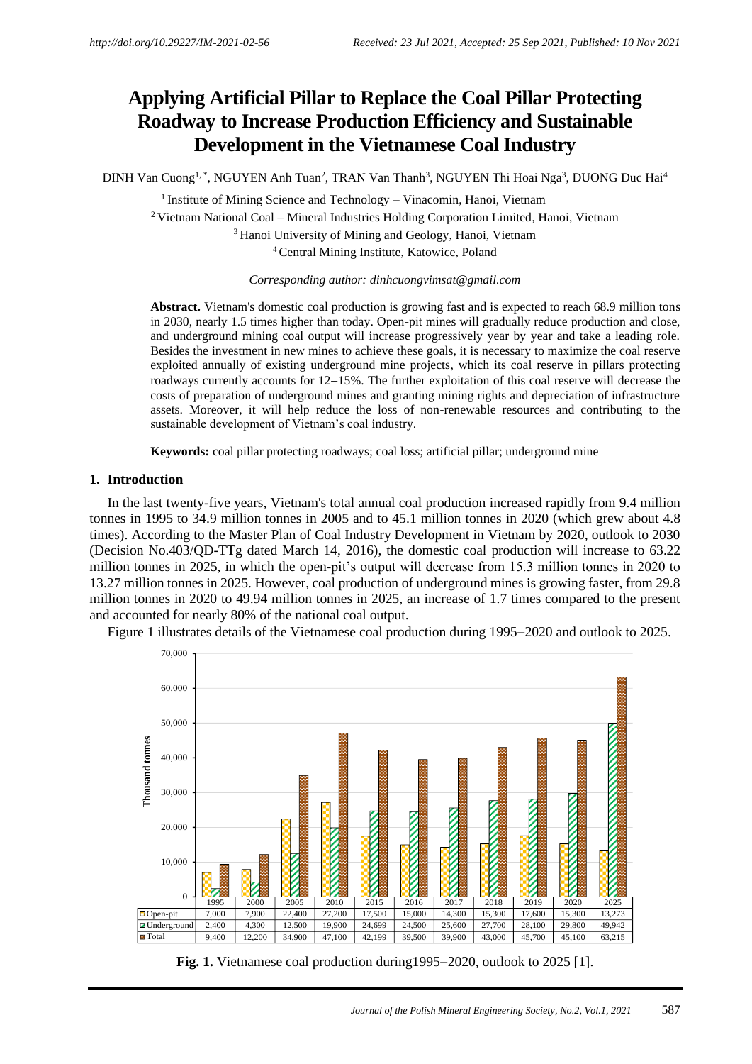*http://doi.org/10.29227/IM-2021-02-56* *Received: 23 Jul 2021, Accepted: 25 Sep 2021, Published: 10 Nov 2021*

# Applying Artificial Pillar to Replace the Coal Pillar Protecting Roadway to Increase Production Efficiency and Sustainable Development in the Vietnamese Coal Industry

DINH Van Cuong[1,*], NGUYEN Anh Tuan[2], TRAN Van Thanh[3], NGUYEN Thi Hoai Nga[3], DUONG Duc Hai[4]

[1] Institute of Mining Science and Technology – Vinacomin, Hanoi, Vietnam

[2] Vietnam National Coal – Mineral Industries Holding Corporation Limited, Hanoi, Vietnam

[3] Hanoi University of Mining and Geology, Hanoi, Vietnam

[4] Central Mining Institute, Katowice, Poland

*Corresponding author: dinhcuongvimsat@gmail.com*

**Abstract.** Vietnam's domestic coal production is growing fast and is expected to reach 68.9 million tons in 2030, nearly 1.5 times higher than today. Open-pit mines will gradually reduce production and close, and underground mining coal output will increase progressively year by year and take a leading role. Besides the investment in new mines to achieve these goals, it is necessary to maximize the coal reserve exploited annually of existing underground mine projects, which its coal reserve in pillars protecting roadways currently accounts for 12–15%. The further exploitation of this coal reserve will decrease the costs of preparation of underground mines and granting mining rights and depreciation of infrastructure assets. Moreover, it will help reduce the loss of non-renewable resources and contributing to the sustainable development of Vietnam's coal industry.

**Keywords:** coal pillar protecting roadways; coal loss; artificial pillar; underground mine

## 1. Introduction

In the last twenty-five years, Vietnam's total annual coal production increased rapidly from 9.4 million tonnes in 1995 to 34.9 million tonnes in 2005 and to 45.1 million tonnes in 2020 (which grew about 4.8 times). According to the Master Plan of Coal Industry Development in Vietnam by 2020, outlook to 2030 (Decision No.403/QD-TTg dated March 14, 2016), the domestic coal production will increase to 63.22 million tonnes in 2025, in which the open-pit's output will decrease from 15.3 million tonnes in 2020 to 13.27 million tonnes in 2025. However, coal production of underground mines is growing faster, from 29.8 million tonnes in 2020 to 49.94 million tonnes in 2025, an increase of 1.7 times compared to the present and accounted for nearly 80% of the national coal output.

Figure 1 illustrates details of the Vietnamese coal production during 1995–2020 and outlook to 2025.

| Thousand tonnes | 1995 | 2000 | 2005 | 2010 | 2015 | 2016 | 2017 | 2018 | 2019 | 2020 | 2025 |
|---|---|---|---|---|---|---|---|---|---|---|---|
| Open-pit | 7,000 | 7,900 | 22,400 | 27,200 | 17,500 | 15,000 | 14,300 | 15,300 | 17,600 | 15,300 | 13,273 |
| Underground | 2,400 | 4,300 | 12,500 | 19,900 | 24,699 | 24,500 | 25,600 | 27,700 | 28,100 | 29,800 | 49,942 |
| Total | 9,400 | 12,200 | 34,900 | 47,100 | 42,199 | 39,500 | 39,900 | 43,000 | 45,700 | 45,100 | 63,215 |

**Fig. 1.** Vietnamese coal production during1995–2020, outlook to 2025 [1].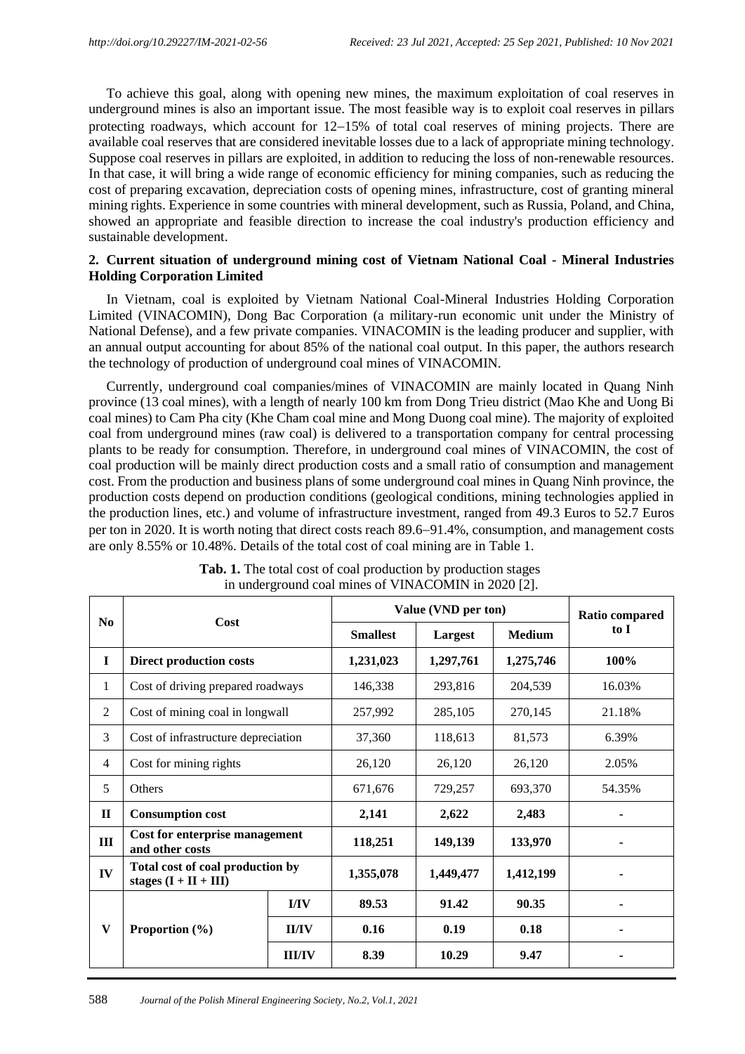To achieve this goal, along with opening new mines, the maximum exploitation of coal reserves in underground mines is also an important issue. The most feasible way is to exploit coal reserves in pillars protecting roadways, which account for 12–15% of total coal reserves of mining projects. There are available coal reserves that are considered inevitable losses due to a lack of appropriate mining technology. Suppose coal reserves in pillars are exploited, in addition to reducing the loss of non-renewable resources. In that case, it will bring a wide range of economic efficiency for mining companies, such as reducing the cost of preparing excavation, depreciation costs of opening mines, infrastructure, cost of granting mineral mining rights. Experience in some countries with mineral development, such as Russia, Poland, and China, showed an appropriate and feasible direction to increase the coal industry's production efficiency and sustainable development.

## 2. Current situation of underground mining cost of Vietnam National Coal - Mineral Industries Holding Corporation Limited

In Vietnam, coal is exploited by Vietnam National Coal-Mineral Industries Holding Corporation Limited (VINACOMIN), Dong Bac Corporation (a military-run economic unit under the Ministry of National Defense), and a few private companies. VINACOMIN is the leading producer and supplier, with an annual output accounting for about 85% of the national coal output. In this paper, the authors research the technology of production of underground coal mines of VINACOMIN.

Currently, underground coal companies/mines of VINACOMIN are mainly located in Quang Ninh province (13 coal mines), with a length of nearly 100 km from Dong Trieu district (Mao Khe and Uong Bi coal mines) to Cam Pha city (Khe Cham coal mine and Mong Duong coal mine). The majority of exploited coal from underground mines (raw coal) is delivered to a transportation company for central processing plants to be ready for consumption. Therefore, in underground coal mines of VINACOMIN, the cost of coal production will be mainly direct production costs and a small ratio of consumption and management cost. From the production and business plans of some underground coal mines in Quang Ninh province, the production costs depend on production conditions (geological conditions, mining technologies applied in the production lines, etc.) and volume of infrastructure investment, ranged from 49.3 Euros to 52.7 Euros per ton in 2020. It is worth noting that direct costs reach 89.6–91.4%, consumption, and management costs are only 8.55% or 10.48%. Details of the total cost of coal mining are in Table 1.

**Tab. 1.** The total cost of coal production by production stages in underground coal mines of VINACOMIN in 2020 [2].

| No | Cost | | Value (VND per ton) | | | Ratio compared to I |
|---|---|---|---|---|---|---|
| | | | **Smallest** | **Largest** | **Medium** | |
| **I** | **Direct production costs** | | **1,231,023** | **1,297,761** | **1,275,746** | **100%** |
| 1 | Cost of driving prepared roadways | | 146,338 | 293,816 | 204,539 | 16.03% |
| 2 | Cost of mining coal in longwall | | 257,992 | 285,105 | 270,145 | 21.18% |
| 3 | Cost of infrastructure depreciation | | 37,360 | 118,613 | 81,573 | 6.39% |
| 4 | Cost for mining rights | | 26,120 | 26,120 | 26,120 | 2.05% |
| 5 | Others | | 671,676 | 729,257 | 693,370 | 54.35% |
| **II** | **Consumption cost** | | **2,141** | **2,622** | **2,483** | - |
| **III** | **Cost for enterprise management and other costs** | | **118,251** | **149,139** | **133,970** | - |
| **IV** | **Total cost of coal production by stages (I + II + III)** | | **1,355,078** | **1,449,477** | **1,412,199** | - |
| **V** | **Proportion (%)** | **I/IV** | **89.53** | **91.42** | **90.35** | - |
| | | **II/IV** | **0.16** | **0.19** | **0.18** | - |
| | | **III/IV** | **8.39** | **10.29** | **9.47** | - |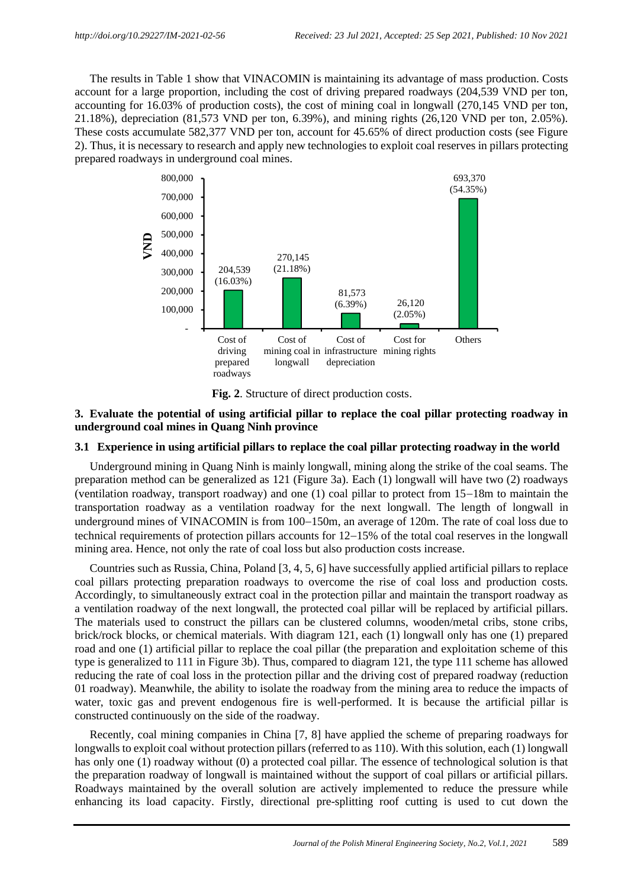The results in Table 1 show that VINACOMIN is maintaining its advantage of mass production. Costs account for a large proportion, including the cost of driving prepared roadways (204,539 VND per ton, accounting for 16.03% of production costs), the cost of mining coal in longwall (270,145 VND per ton, 21.18%), depreciation (81,573 VND per ton, 6.39%), and mining rights (26,120 VND per ton, 2.05%). These costs accumulate 582,377 VND per ton, account for 45.65% of direct production costs (see Figure 2). Thus, it is necessary to research and apply new technologies to exploit coal reserves in pillars protecting prepared roadways in underground coal mines.

**Fig. 2**. Structure of direct production costs.

## 3. Evaluate the potential of using artificial pillar to replace the coal pillar protecting roadway in underground coal mines in Quang Ninh province

### 3.1 Experience in using artificial pillars to replace the coal pillar protecting roadway in the world

Underground mining in Quang Ninh is mainly longwall, mining along the strike of the coal seams. The preparation method can be generalized as 121 (Figure 3a). Each (1) longwall will have two (2) roadways (ventilation roadway, transport roadway) and one (1) coal pillar to protect from 15−18m to maintain the transportation roadway as a ventilation roadway for the next longwall. The length of longwall in underground mines of VINACOMIN is from 100−150m, an average of 120m. The rate of coal loss due to technical requirements of protection pillars accounts for 12−15% of the total coal reserves in the longwall mining area. Hence, not only the rate of coal loss but also production costs increase.

Countries such as Russia, China, Poland [3, 4, 5, 6] have successfully applied artificial pillars to replace coal pillars protecting preparation roadways to overcome the rise of coal loss and production costs. Accordingly, to simultaneously extract coal in the protection pillar and maintain the transport roadway as a ventilation roadway of the next longwall, the protected coal pillar will be replaced by artificial pillars. The materials used to construct the pillars can be clustered columns, wooden/metal cribs, stone cribs, brick/rock blocks, or chemical materials. With diagram 121, each (1) longwall only has one (1) prepared road and one (1) artificial pillar to replace the coal pillar (the preparation and exploitation scheme of this type is generalized to 111 in Figure 3b). Thus, compared to diagram 121, the type 111 scheme has allowed reducing the rate of coal loss in the protection pillar and the driving cost of prepared roadway (reduction 01 roadway). Meanwhile, the ability to isolate the roadway from the mining area to reduce the impacts of water, toxic gas and prevent endogenous fire is well-performed. It is because the artificial pillar is constructed continuously on the side of the roadway.

Recently, coal mining companies in China [7, 8] have applied the scheme of preparing roadways for longwalls to exploit coal without protection pillars (referred to as 110). With this solution, each (1) longwall has only one (1) roadway without (0) a protected coal pillar. The essence of technological solution is that the preparation roadway of longwall is maintained without the support of coal pillars or artificial pillars. Roadways maintained by the overall solution are actively implemented to reduce the pressure while enhancing its load capacity. Firstly, directional pre-splitting roof cutting is used to cut down the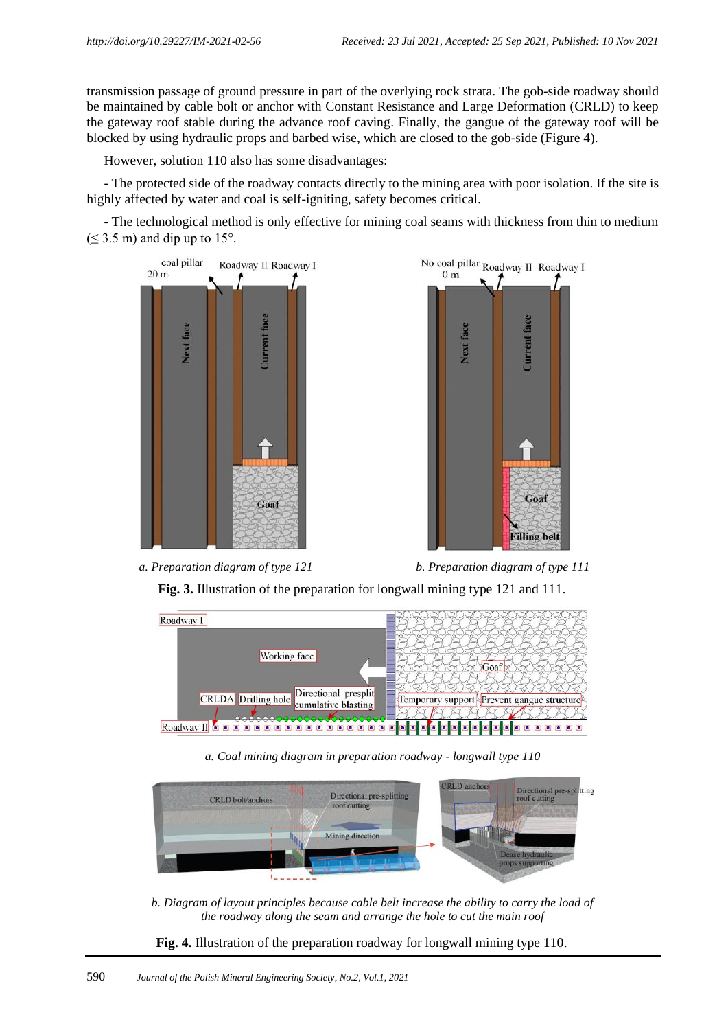transmission passage of ground pressure in part of the overlying rock strata. The gob-side roadway should be maintained by cable bolt or anchor with Constant Resistance and Large Deformation (CRLD) to keep the gateway roof stable during the advance roof caving. Finally, the gangue of the gateway roof will be blocked by using hydraulic props and barbed wise, which are closed to the gob-side (Figure 4).

However, solution 110 also has some disadvantages:

- The protected side of the roadway contacts directly to the mining area with poor isolation. If the site is highly affected by water and coal is self-igniting, safety becomes critical.

- The technological method is only effective for mining coal seams with thickness from thin to medium ($\leq$ 3.5 m) and dip up to 15°.

*a. Preparation diagram of type 121* *b. Preparation diagram of type 111*

**Fig. 3.** Illustration of the preparation for longwall mining type 121 and 111.

*a. Coal mining diagram in preparation roadway - longwall type 110*

*b. Diagram of layout principles because cable belt increase the ability to carry the load of the roadway along the seam and arrange the hole to cut the main roof*

**Fig. 4.** Illustration of the preparation roadway for longwall mining type 110.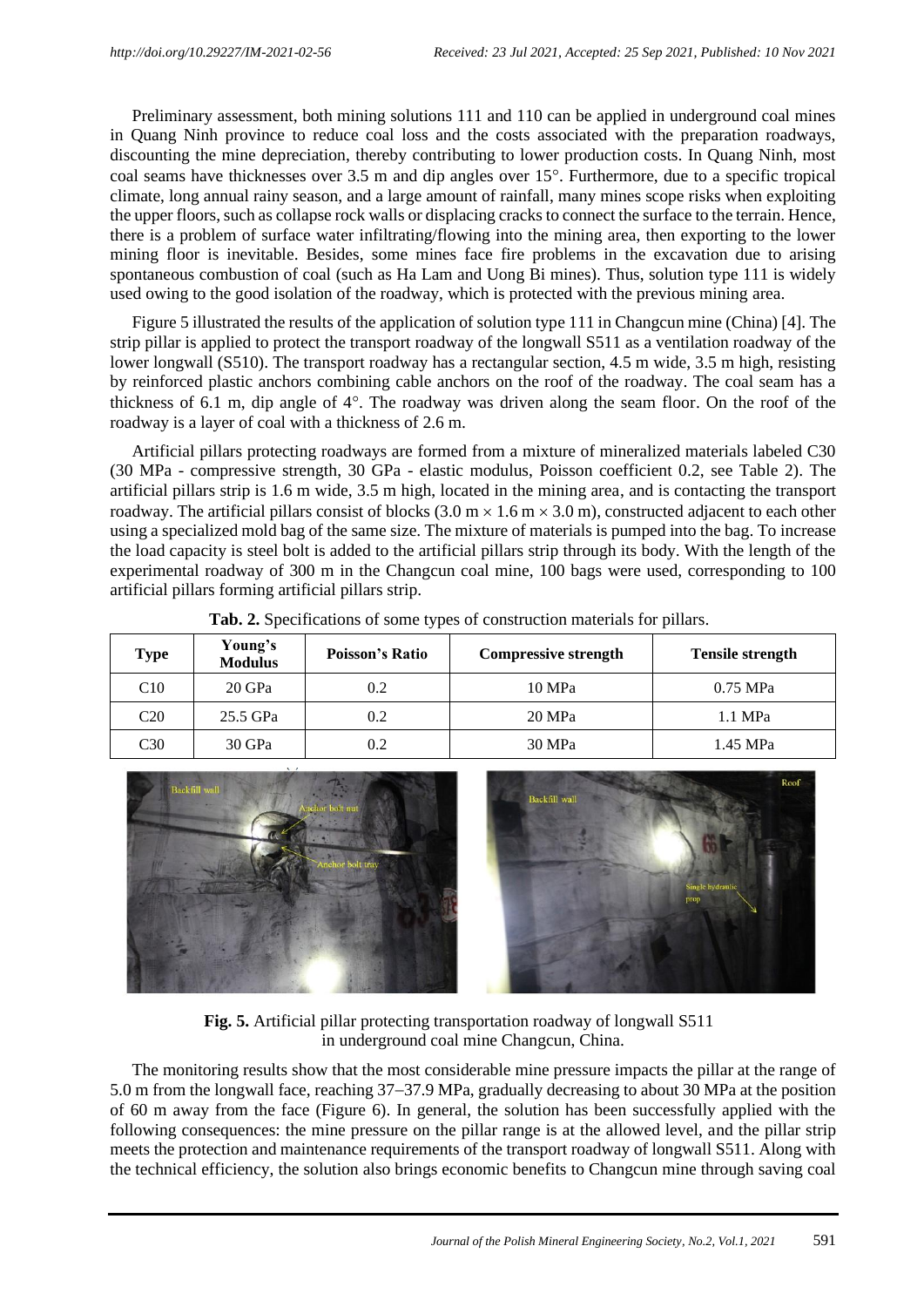Preliminary assessment, both mining solutions 111 and 110 can be applied in underground coal mines in Quang Ninh province to reduce coal loss and the costs associated with the preparation roadways, discounting the mine depreciation, thereby contributing to lower production costs. In Quang Ninh, most coal seams have thicknesses over 3.5 m and dip angles over 15°. Furthermore, due to a specific tropical climate, long annual rainy season, and a large amount of rainfall, many mines scope risks when exploiting the upper floors, such as collapse rock walls or displacing cracks to connect the surface to the terrain. Hence, there is a problem of surface water infiltrating/flowing into the mining area, then exporting to the lower mining floor is inevitable. Besides, some mines face fire problems in the excavation due to arising spontaneous combustion of coal (such as Ha Lam and Uong Bi mines). Thus, solution type 111 is widely used owing to the good isolation of the roadway, which is protected with the previous mining area.

Figure 5 illustrated the results of the application of solution type 111 in Changcun mine (China) [4]. The strip pillar is applied to protect the transport roadway of the longwall S511 as a ventilation roadway of the lower longwall (S510). The transport roadway has a rectangular section, 4.5 m wide, 3.5 m high, resisting by reinforced plastic anchors combining cable anchors on the roof of the roadway. The coal seam has a thickness of 6.1 m, dip angle of 4°. The roadway was driven along the seam floor. On the roof of the roadway is a layer of coal with a thickness of 2.6 m.

Artificial pillars protecting roadways are formed from a mixture of mineralized materials labeled C30 (30 MPa - compressive strength, 30 GPa - elastic modulus, Poisson coefficient 0.2, see Table 2). The artificial pillars strip is 1.6 m wide, 3.5 m high, located in the mining area, and is contacting the transport roadway. The artificial pillars consist of blocks (3.0 m × 1.6 m × 3.0 m), constructed adjacent to each other using a specialized mold bag of the same size. The mixture of materials is pumped into the bag. To increase the load capacity is steel bolt is added to the artificial pillars strip through its body. With the length of the experimental roadway of 300 m in the Changcun coal mine, 100 bags were used, corresponding to 100 artificial pillars forming artificial pillars strip.

**Tab. 2.** Specifications of some types of construction materials for pillars.

| Type | Young's Modulus | Poisson's Ratio | Compressive strength | Tensile strength |
|---|---|---|---|---|
| C10 | 20 GPa | 0.2 | 10 MPa | 0.75 MPa |
| C20 | 25.5 GPa | 0.2 | 20 MPa | 1.1 MPa |
| C30 | 30 GPa | 0.2 | 30 MPa | 1.45 MPa |

**Fig. 5.** Artificial pillar protecting transportation roadway of longwall S511 in underground coal mine Changcun, China.

The monitoring results show that the most considerable mine pressure impacts the pillar at the range of 5.0 m from the longwall face, reaching 37–37.9 MPa, gradually decreasing to about 30 MPa at the position of 60 m away from the face (Figure 6). In general, the solution has been successfully applied with the following consequences: the mine pressure on the pillar range is at the allowed level, and the pillar strip meets the protection and maintenance requirements of the transport roadway of longwall S511. Along with the technical efficiency, the solution also brings economic benefits to Changcun mine through saving coal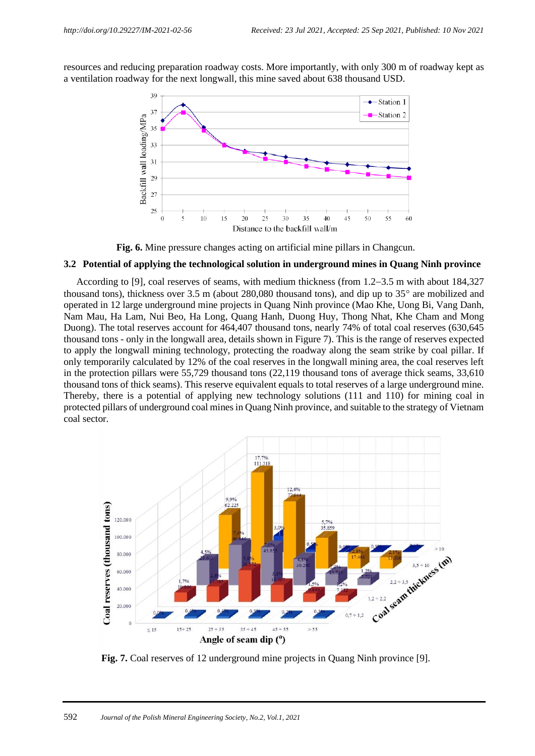resources and reducing preparation roadway costs. More importantly, with only 300 m of roadway kept as a ventilation roadway for the next longwall, this mine saved about 638 thousand USD.

**Fig. 6.** Mine pressure changes acting on artificial mine pillars in Changcun.

### 3.2 Potential of applying the technological solution in underground mines in Quang Ninh province

According to [9], coal reserves of seams, with medium thickness (from 1.2–3.5 m with about 184,327 thousand tons), thickness over 3.5 m (about 280,080 thousand tons), and dip up to 35° are mobilized and operated in 12 large underground mine projects in Quang Ninh province (Mao Khe, Uong Bi, Vang Danh, Nam Mau, Ha Lam, Nui Beo, Ha Long, Quang Hanh, Duong Huy, Thong Nhat, Khe Cham and Mong Duong). The total reserves account for 464,407 thousand tons, nearly 74% of total coal reserves (630,645 thousand tons - only in the longwall area, details shown in Figure 7). This is the range of reserves expected to apply the longwall mining technology, protecting the roadway along the seam strike by coal pillar. If only temporarily calculated by 12% of the coal reserves in the longwall mining area, the coal reserves left in the protection pillars were 55,729 thousand tons (22,119 thousand tons of average thick seams, 33,610 thousand tons of thick seams). This reserve equivalent equals to total reserves of a large underground mine. Thereby, there is a potential of applying new technology solutions (111 and 110) for mining coal in protected pillars of underground coal mines in Quang Ninh province, and suitable to the strategy of Vietnam coal sector.

**Fig. 7.** Coal reserves of 12 underground mine projects in Quang Ninh province [9].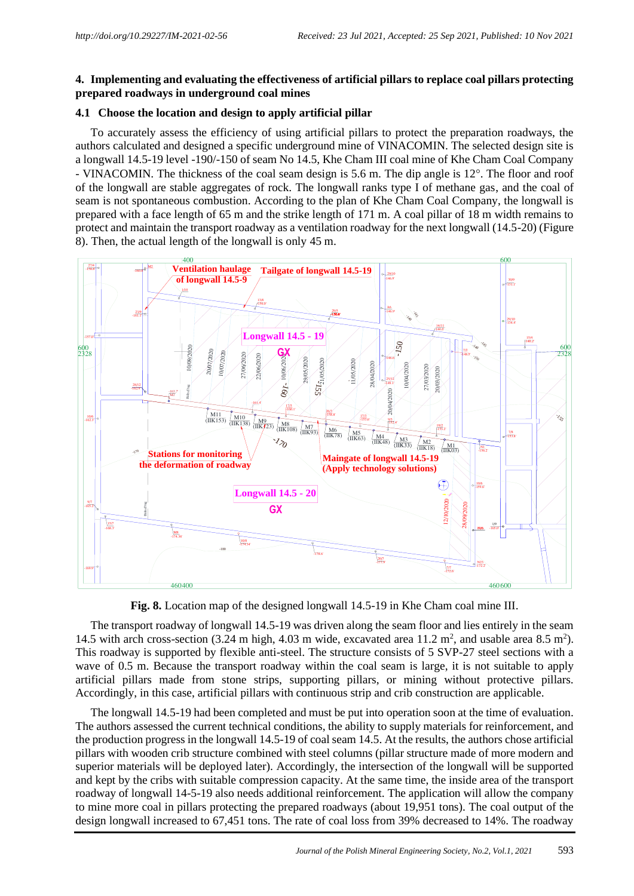## 4. Implementing and evaluating the effectiveness of artificial pillars to replace coal pillars protecting prepared roadways in underground coal mines

### 4.1 Choose the location and design to apply artificial pillar

To accurately assess the efficiency of using artificial pillars to protect the preparation roadways, the authors calculated and designed a specific underground mine of VINACOMIN. The selected design site is a longwall 14.5-19 level -190/-150 of seam No 14.5, Khe Cham III coal mine of Khe Cham Coal Company - VINACOMIN. The thickness of the coal seam design is 5.6 m. The dip angle is 12°. The floor and roof of the longwall are stable aggregates of rock. The longwall ranks type I of methane gas, and the coal of seam is not spontaneous combustion. According to the plan of Khe Cham Coal Company, the longwall is prepared with a face length of 65 m and the strike length of 171 m. A coal pillar of 18 m width remains to protect and maintain the transport roadway as a ventilation roadway for the next longwall (14.5-20) (Figure 8). Then, the actual length of the longwall is only 45 m.

**Fig. 8.** Location map of the designed longwall 14.5-19 in Khe Cham coal mine III.

The transport roadway of longwall 14.5-19 was driven along the seam floor and lies entirely in the seam 14.5 with arch cross-section (3.24 m high, 4.03 m wide, excavated area 11.2 m$^2$, and usable area 8.5 m$^2$). This roadway is supported by flexible anti-steel. The structure consists of 5 SVP-27 steel sections with a wave of 0.5 m. Because the transport roadway within the coal seam is large, it is not suitable to apply artificial pillars made from stone strips, supporting pillars, or mining without protective pillars. Accordingly, in this case, artificial pillars with continuous strip and crib construction are applicable.

The longwall 14.5-19 had been completed and must be put into operation soon at the time of evaluation. The authors assessed the current technical conditions, the ability to supply materials for reinforcement, and the production progress in the longwall 14.5-19 of coal seam 14.5. At the results, the authors chose artificial pillars with wooden crib structure combined with steel columns (pillar structure made of more modern and superior materials will be deployed later). Accordingly, the intersection of the longwall will be supported and kept by the cribs with suitable compression capacity. At the same time, the inside area of the transport roadway of longwall 14-5-19 also needs additional reinforcement. The application will allow the company to mine more coal in pillars protecting the prepared roadways (about 19,951 tons). The coal output of the design longwall increased to 67,451 tons. The rate of coal loss from 39% decreased to 14%. The roadway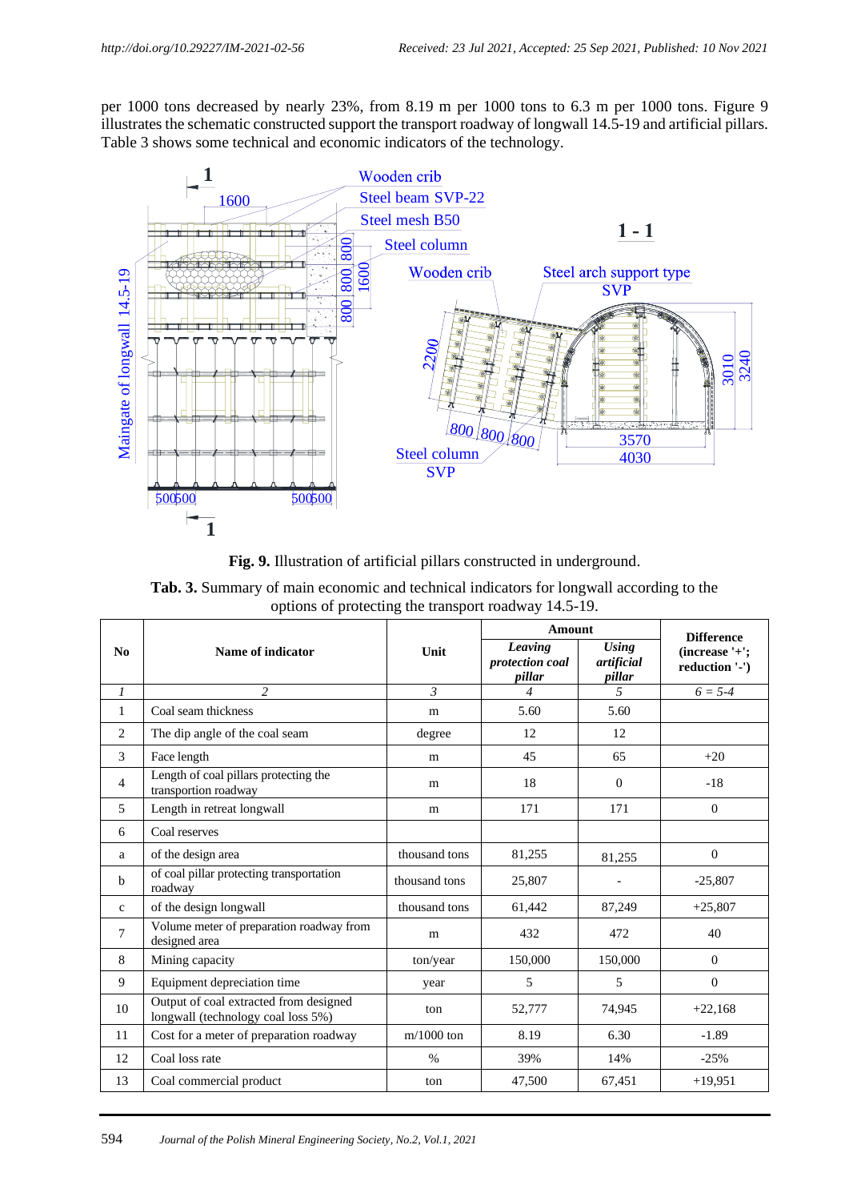per 1000 tons decreased by nearly 23%, from 8.19 m per 1000 tons to 6.3 m per 1000 tons. Figure 9 illustrates the schematic constructed support the transport roadway of longwall 14.5-19 and artificial pillars. Table 3 shows some technical and economic indicators of the technology.

**Fig. 9.** Illustration of artificial pillars constructed in underground.

**Tab. 3.** Summary of main economic and technical indicators for longwall according to the options of protecting the transport roadway 14.5-19.

| No | Name of indicator | Unit | Amount | | Difference (increase '+'; reduction '-') |
|---|---|---|---|---|---|
| | | | *Leaving protection coal pillar* | *Using artificial pillar* | |
| *1* | *2* | *3* | *4* | *5* | *6 = 5-4* |
| 1 | Coal seam thickness | m | 5.60 | 5.60 | |
| 2 | The dip angle of the coal seam | degree | 12 | 12 | |
| 3 | Face length | m | 45 | 65 | +20 |
| 4 | Length of coal pillars protecting the transportion roadway | m | 18 | 0 | -18 |
| 5 | Length in retreat longwall | m | 171 | 171 | 0 |
| 6 | Coal reserves | | | | |
| a | of the design area | thousand tons | 81,255 | 81,255 | 0 |
| b | of coal pillar protecting transportation roadway | thousand tons | 25,807 | - | -25,807 |
| c | of the design longwall | thousand tons | 61,442 | 87,249 | +25,807 |
| 7 | Volume meter of preparation roadway from designed area | m | 432 | 472 | 40 |
| 8 | Mining capacity | ton/year | 150,000 | 150,000 | 0 |
| 9 | Equipment depreciation time | year | 5 | 5 | 0 |
| 10 | Output of coal extracted from designed longwall (technology coal loss 5%) | ton | 52,777 | 74,945 | +22,168 |
| 11 | Cost for a meter of preparation roadway | m/1000 ton | 8.19 | 6.30 | -1.89 |
| 12 | Coal loss rate | % | 39% | 14% | -25% |
| 13 | Coal commercial product | ton | 47,500 | 67,451 | +19,951 |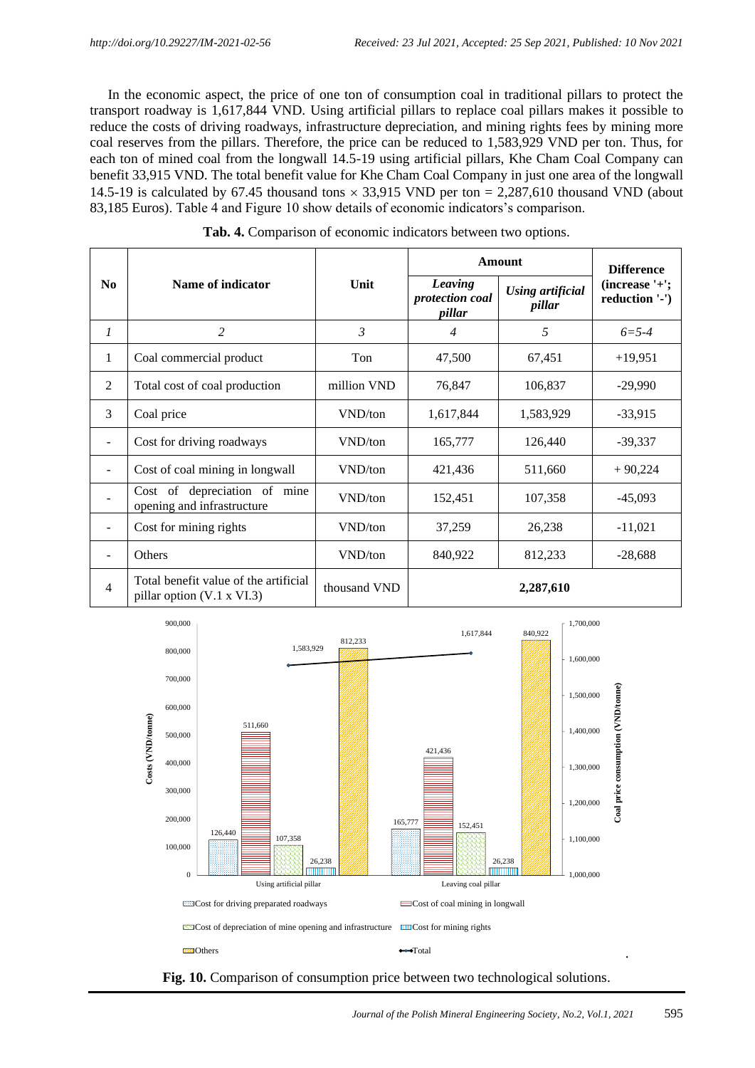In the economic aspect, the price of one ton of consumption coal in traditional pillars to protect the transport roadway is 1,617,844 VND. Using artificial pillars to replace coal pillars makes it possible to reduce the costs of driving roadways, infrastructure depreciation, and mining rights fees by mining more coal reserves from the pillars. Therefore, the price can be reduced to 1,583,929 VND per ton. Thus, for each ton of mined coal from the longwall 14.5-19 using artificial pillars, Khe Cham Coal Company can benefit 33,915 VND. The total benefit value for Khe Cham Coal Company in just one area of the longwall 14.5-19 is calculated by 67.45 thousand tons × 33,915 VND per ton = 2,287,610 thousand VND (about 83,185 Euros). Table 4 and Figure 10 show details of economic indicators's comparison.

**Tab. 4.** Comparison of economic indicators between two options.

| No | Name of indicator | Unit | Amount | | Difference (increase '+'; reduction '-') |
|---|---|---|---|---|---|
| | | | *Leaving protection coal pillar* | *Using artificial pillar* | |
| *1* | *2* | *3* | *4* | *5* | *6=5-4* |
| 1 | Coal commercial product | Ton | 47,500 | 67,451 | +19,951 |
| 2 | Total cost of coal production | million VND | 76,847 | 106,837 | -29,990 |
| 3 | Coal price | VND/ton | 1,617,844 | 1,583,929 | -33,915 |
| - | Cost for driving roadways | VND/ton | 165,777 | 126,440 | -39,337 |
| - | Cost of coal mining in longwall | VND/ton | 421,436 | 511,660 | + 90,224 |
| - | Cost of depreciation of mine opening and infrastructure | VND/ton | 152,451 | 107,358 | -45,093 |
| - | Cost for mining rights | VND/ton | 37,259 | 26,238 | -11,021 |
| - | Others | VND/ton | 840,922 | 812,233 | -28,688 |
| 4 | Total benefit value of the artificial pillar option (V.1 x VI.3) | thousand VND | 2,287,610 | | |

**Fig. 10.** Comparison of consumption price between two technological solutions.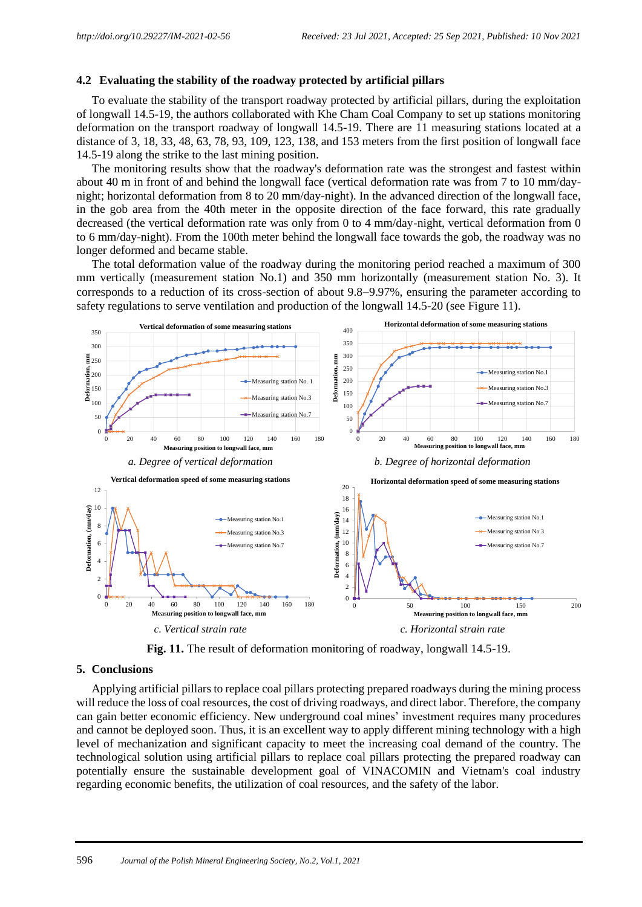### 4.2 Evaluating the stability of the roadway protected by artificial pillars

To evaluate the stability of the transport roadway protected by artificial pillars, during the exploitation of longwall 14.5-19, the authors collaborated with Khe Cham Coal Company to set up stations monitoring deformation on the transport roadway of longwall 14.5-19. There are 11 measuring stations located at a distance of 3, 18, 33, 48, 63, 78, 93, 109, 123, 138, and 153 meters from the first position of longwall face 14.5-19 along the strike to the last mining position.

The monitoring results show that the roadway's deformation rate was the strongest and fastest within about 40 m in front of and behind the longwall face (vertical deformation rate was from 7 to 10 mm/day-night; horizontal deformation from 8 to 20 mm/day-night). In the advanced direction of the longwall face, in the gob area from the 40th meter in the opposite direction of the face forward, this rate gradually decreased (the vertical deformation rate was only from 0 to 4 mm/day-night, vertical deformation from 0 to 6 mm/day-night). From the 100th meter behind the longwall face towards the gob, the roadway was no longer deformed and became stable.

The total deformation value of the roadway during the monitoring period reached a maximum of 300 mm vertically (measurement station No.1) and 350 mm horizontally (measurement station No. 3). It corresponds to a reduction of its cross-section of about 9.8–9.97%, ensuring the parameter according to safety regulations to serve ventilation and production of the longwall 14.5-20 (see Figure 11).

*a. Degree of vertical deformation*

*b. Degree of horizontal deformation*

*c. Vertical strain rate*

*c. Horizontal strain rate*

**Fig. 11.** The result of deformation monitoring of roadway, longwall 14.5-19.

## 5. Conclusions

Applying artificial pillars to replace coal pillars protecting prepared roadways during the mining process will reduce the loss of coal resources, the cost of driving roadways, and direct labor. Therefore, the company can gain better economic efficiency. New underground coal mines' investment requires many procedures and cannot be deployed soon. Thus, it is an excellent way to apply different mining technology with a high level of mechanization and significant capacity to meet the increasing coal demand of the country. The technological solution using artificial pillars to replace coal pillars protecting the prepared roadway can potentially ensure the sustainable development goal of VINACOMIN and Vietnam's coal industry regarding economic benefits, the utilization of coal resources, and the safety of the labor.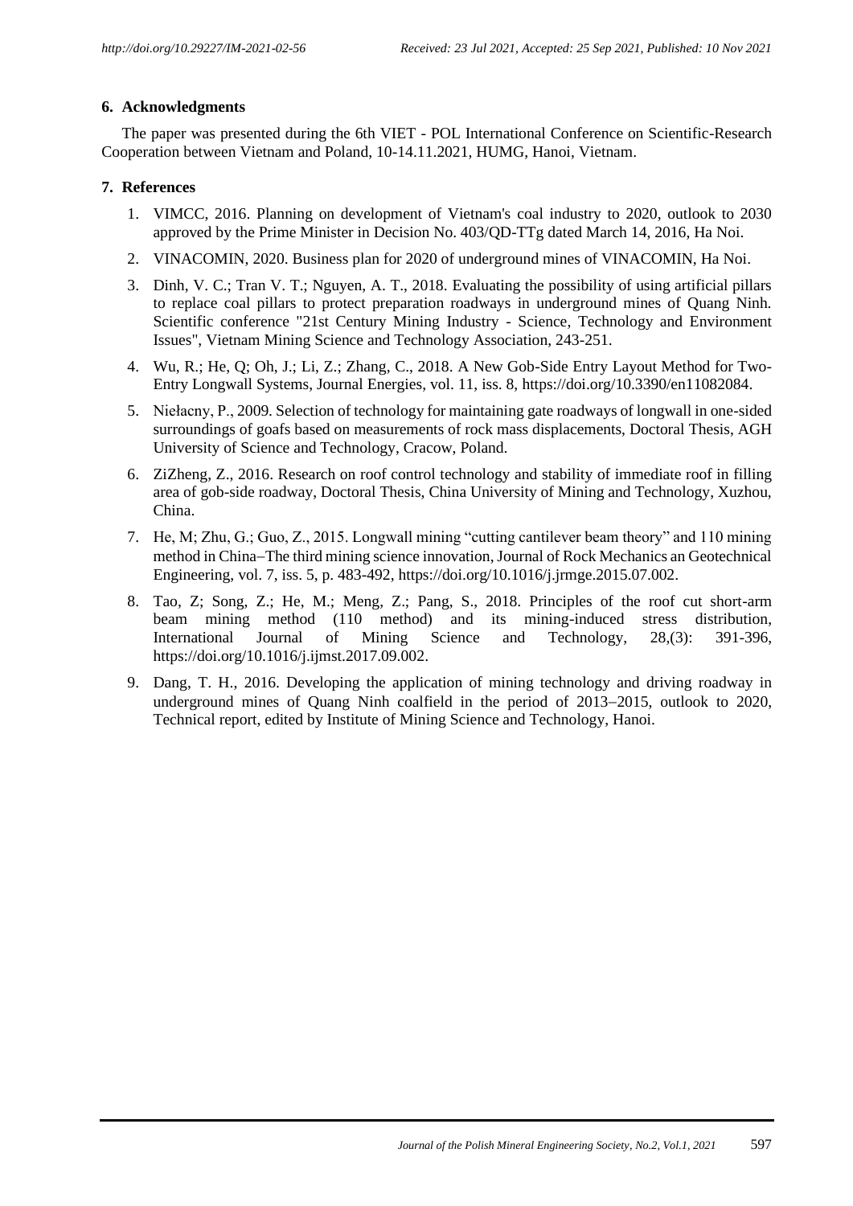## 6. Acknowledgments

The paper was presented during the 6th VIET - POL International Conference on Scientific-Research Cooperation between Vietnam and Poland, 10-14.11.2021, HUMG, Hanoi, Vietnam.

## 7. References

1. VIMCC, 2016. Planning on development of Vietnam's coal industry to 2020, outlook to 2030 approved by the Prime Minister in Decision No. 403/QD-TTg dated March 14, 2016, Ha Noi.
2. VINACOMIN, 2020. Business plan for 2020 of underground mines of VINACOMIN, Ha Noi.
3. Dinh, V. C.; Tran V. T.; Nguyen, A. T., 2018. Evaluating the possibility of using artificial pillars to replace coal pillars to protect preparation roadways in underground mines of Quang Ninh. Scientific conference "21st Century Mining Industry - Science, Technology and Environment Issues", Vietnam Mining Science and Technology Association, 243-251.
4. Wu, R.; He, Q; Oh, J.; Li, Z.; Zhang, C., 2018. A New Gob-Side Entry Layout Method for Two-Entry Longwall Systems, Journal Energies, vol. 11, iss. 8, https://doi.org/10.3390/en11082084.
5. Niełacny, P., 2009. Selection of technology for maintaining gate roadways of longwall in one-sided surroundings of goafs based on measurements of rock mass displacements, Doctoral Thesis, AGH University of Science and Technology, Cracow, Poland.
6. ZiZheng, Z., 2016. Research on roof control technology and stability of immediate roof in filling area of gob-side roadway, Doctoral Thesis, China University of Mining and Technology, Xuzhou, China.
7. He, M; Zhu, G.; Guo, Z., 2015. Longwall mining "cutting cantilever beam theory" and 110 mining method in China–The third mining science innovation, Journal of Rock Mechanics an Geotechnical Engineering, vol. 7, iss. 5, p. 483-492, https://doi.org/10.1016/j.jrmge.2015.07.002.
8. Tao, Z; Song, Z.; He, M.; Meng, Z.; Pang, S., 2018. Principles of the roof cut short-arm beam mining method (110 method) and its mining-induced stress distribution, International Journal of Mining Science and Technology, 28,(3): 391-396, https://doi.org/10.1016/j.ijmst.2017.09.002.
9. Dang, T. H., 2016. Developing the application of mining technology and driving roadway in underground mines of Quang Ninh coalfield in the period of 2013–2015, outlook to 2020, Technical report, edited by Institute of Mining Science and Technology, Hanoi.